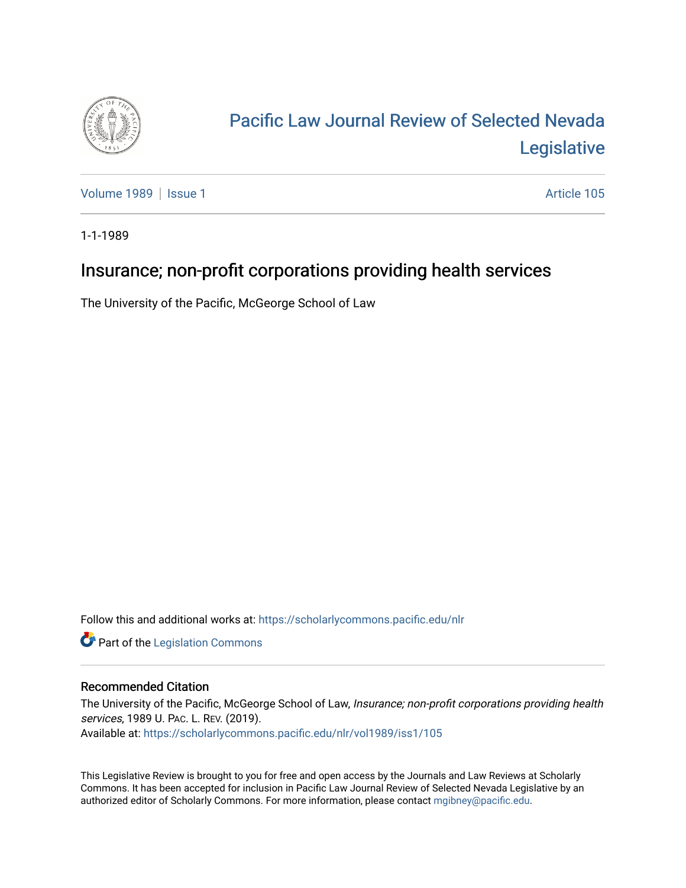# Pacific Law Journal Review of Selected Nevada Legislative

Volume 1989 | Issue 1 Article 105

1-1-1989

## Insurance; non-profit corporations providing health services

The University of the Pacific, McGeorge School of Law

Follow this and additional works at: https://scholarlycommons.pacific.edu/nlr

Part of the Legislation Commons

### Recommended Citation

The University of the Pacific, McGeorge School of Law, *Insurance; non-profit corporations providing health services*, 1989 U. PAC. L. REV. (2019).
Available at: https://scholarlycommons.pacific.edu/nlr/vol1989/iss1/105

This Legislative Review is brought to you for free and open access by the Journals and Law Reviews at Scholarly Commons. It has been accepted for inclusion in Pacific Law Journal Review of Selected Nevada Legislative by an authorized editor of Scholarly Commons. For more information, please contact mgibney@pacific.edu.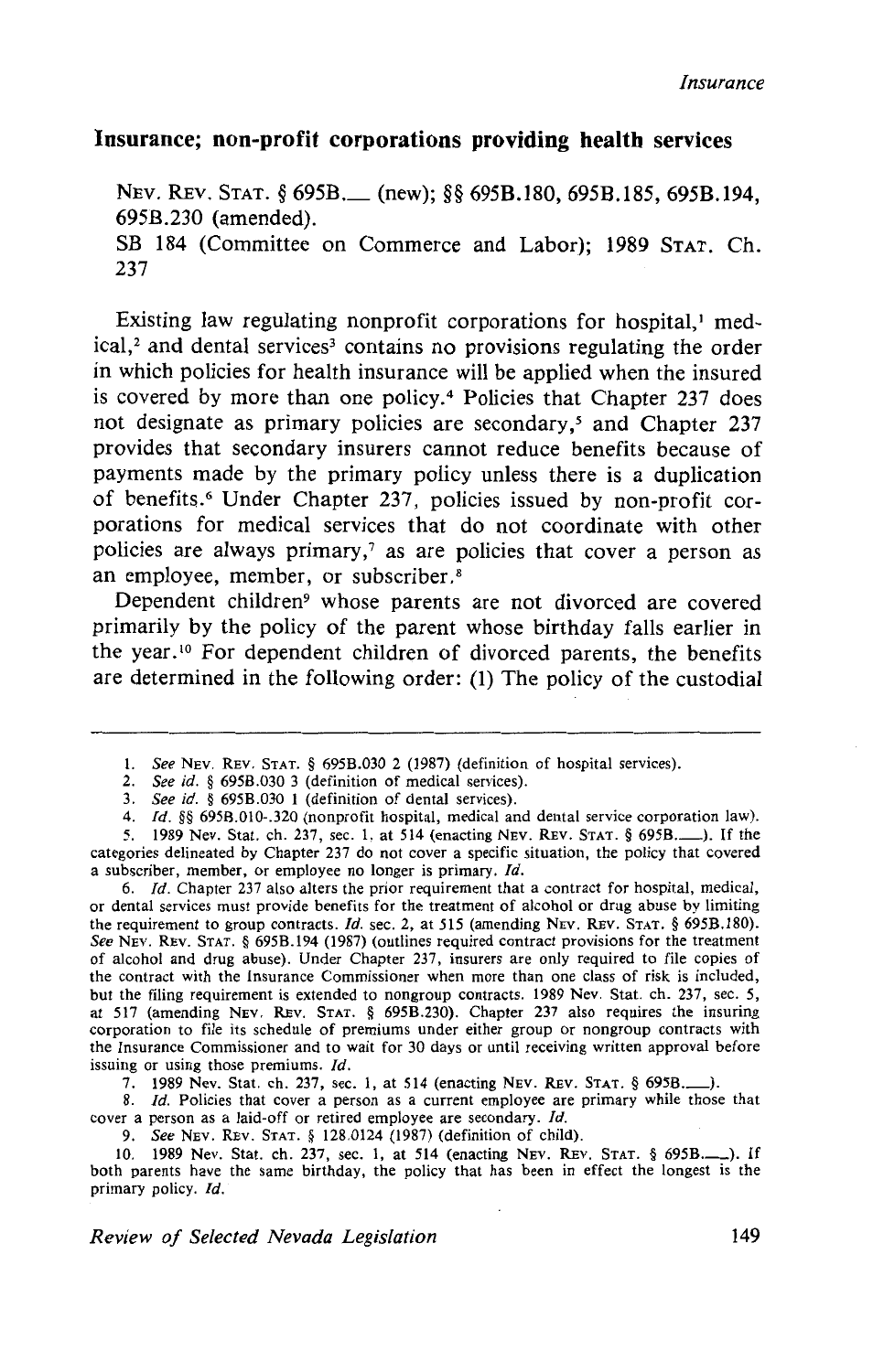## Insurance; non-profit corporations providing health services

NEV. REV. STAT. § 695B.__ (new); §§ 695B.180, 695B.185, 695B.194, 695B.230 (amended).

SB 184 (Committee on Commerce and Labor); 1989 STAT. Ch. 237

Existing law regulating nonprofit corporations for hospital,[1] medical,[2] and dental services[3] contains no provisions regulating the order in which policies for health insurance will be applied when the insured is covered by more than one policy.[4] Policies that Chapter 237 does not designate as primary policies are secondary,[5] and Chapter 237 provides that secondary insurers cannot reduce benefits because of payments made by the primary policy unless there is a duplication of benefits.[6] Under Chapter 237, policies issued by non-profit corporations for medical services that do not coordinate with other policies are always primary,[7] as are policies that cover a person as an employee, member, or subscriber.[8]

Dependent children[9] whose parents are not divorced are covered primarily by the policy of the parent whose birthday falls earlier in the year.[10] For dependent children of divorced parents, the benefits are determined in the following order: (1) The policy of the custodial

---

1. *See* NEV. REV. STAT. § 695B.030 2 (1987) (definition of hospital services).
2. *See id.* § 695B.030 3 (definition of medical services).
3. *See id.* § 695B.030 1 (definition of dental services).
4. *Id.* §§ 695B.010-.320 (nonprofit hospital, medical and dental service corporation law).
5. 1989 Nev. Stat. ch. 237, sec. 1, at 514 (enacting NEV. REV. STAT. § 695B.__). If the categories delineated by Chapter 237 do not cover a specific situation, the policy that covered a subscriber, member, or employee no longer is primary. *Id.*
6. *Id.* Chapter 237 also alters the prior requirement that a contract for hospital, medical, or dental services must provide benefits for the treatment of alcohol or drug abuse by limiting the requirement to group contracts. *Id.* sec. 2, at 515 (amending NEV. REV. STAT. § 695B.180). *See* NEV. REV. STAT. § 695B.194 (1987) (outlines required contract provisions for the treatment of alcohol and drug abuse). Under Chapter 237, insurers are only required to file copies of the contract with the Insurance Commissioner when more than one class of risk is included, but the filing requirement is extended to nongroup contracts. 1989 Nev. Stat. ch. 237, sec. 5, at 517 (amending NEV. REV. STAT. § 695B.230). Chapter 237 also requires the insuring corporation to file its schedule of premiums under either group or nongroup contracts with the Insurance Commissioner and to wait for 30 days or until receiving written approval before issuing or using those premiums. *Id.*
7. 1989 Nev. Stat. ch. 237, sec. 1, at 514 (enacting NEV. REV. STAT. § 695B.__).
8. *Id.* Policies that cover a person as a current employee are primary while those that cover a person as a laid-off or retired employee are secondary. *Id.*
9. *See* NEV. REV. STAT. § 128.0124 (1987) (definition of child).
10. 1989 Nev. Stat. ch. 237, sec. 1, at 514 (enacting NEV. REV. STAT. § 695B.__). If both parents have the same birthday, the policy that has been in effect the longest is the primary policy. *Id.*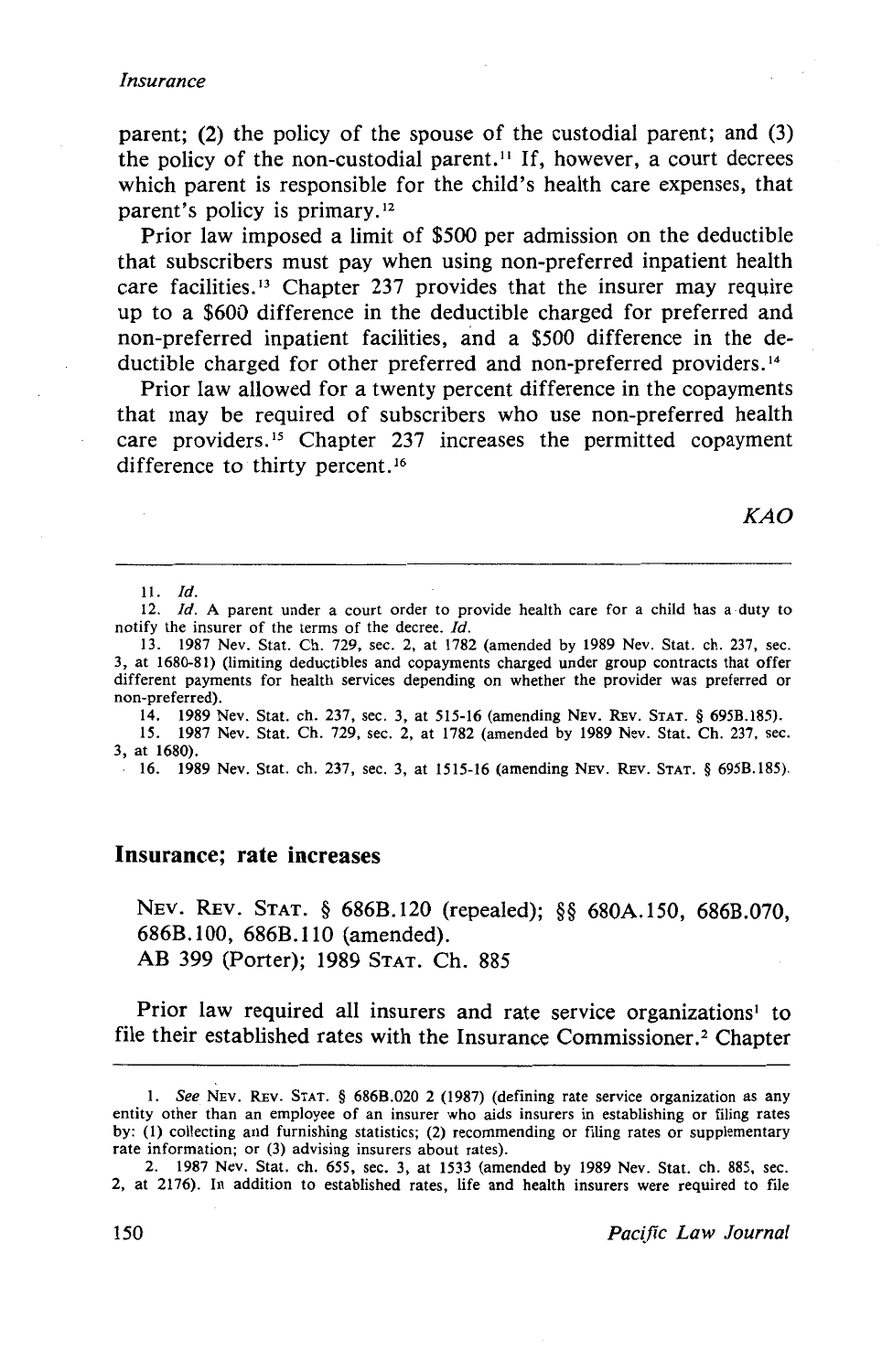parent; (2) the policy of the spouse of the custodial parent; and (3) the policy of the non-custodial parent.[11] If, however, a court decrees which parent is responsible for the child's health care expenses, that parent's policy is primary.[12]

Prior law imposed a limit of $500 per admission on the deductible that subscribers must pay when using non-preferred inpatient health care facilities.[13] Chapter 237 provides that the insurer may require up to a $600 difference in the deductible charged for preferred and non-preferred inpatient facilities, and a $500 difference in the deductible charged for other preferred and non-preferred providers.[14]

Prior law allowed for a twenty percent difference in the copayments that may be required of subscribers who use non-preferred health care providers.[15] Chapter 237 increases the permitted copayment difference to thirty percent.[16]

*KAO*

---

11. *Id.*
12. *Id.* A parent under a court order to provide health care for a child has a duty to notify the insurer of the terms of the decree. *Id.*
13. 1987 Nev. Stat. Ch. 729, sec. 2, at 1782 (amended by 1989 Nev. Stat. ch. 237, sec. 3, at 1680-81) (limiting deductibles and copayments charged under group contracts that offer different payments for health services depending on whether the provider was preferred or non-preferred).
14. 1989 Nev. Stat. ch. 237, sec. 3, at 515-16 (amending NEV. REV. STAT. § 695B.185).
15. 1987 Nev. Stat. Ch. 729, sec. 2, at 1782 (amended by 1989 Nev. Stat. Ch. 237, sec. 3, at 1680).
16. 1989 Nev. Stat. ch. 237, sec. 3, at 1515-16 (amending NEV. REV. STAT. § 695B.185).

## Insurance; rate increases

NEV. REV. STAT. § 686B.120 (repealed); §§ 680A.150, 686B.070, 686B.100, 686B.110 (amended).
AB 399 (Porter); 1989 STAT. Ch. 885

Prior law required all insurers and rate service organizations[1] to file their established rates with the Insurance Commissioner.[2] Chapter

---

1. *See* NEV. REV. STAT. § 686B.020 2 (1987) (defining rate service organization as any entity other than an employee of an insurer who aids insurers in establishing or filing rates by: (1) collecting and furnishing statistics; (2) recommending or filing rates or supplementary rate information; or (3) advising insurers about rates).
2. 1987 Nev. Stat. ch. 655, sec. 3, at 1533 (amended by 1989 Nev. Stat. ch. 885, sec. 2, at 2176). In addition to established rates, life and health insurers were required to file